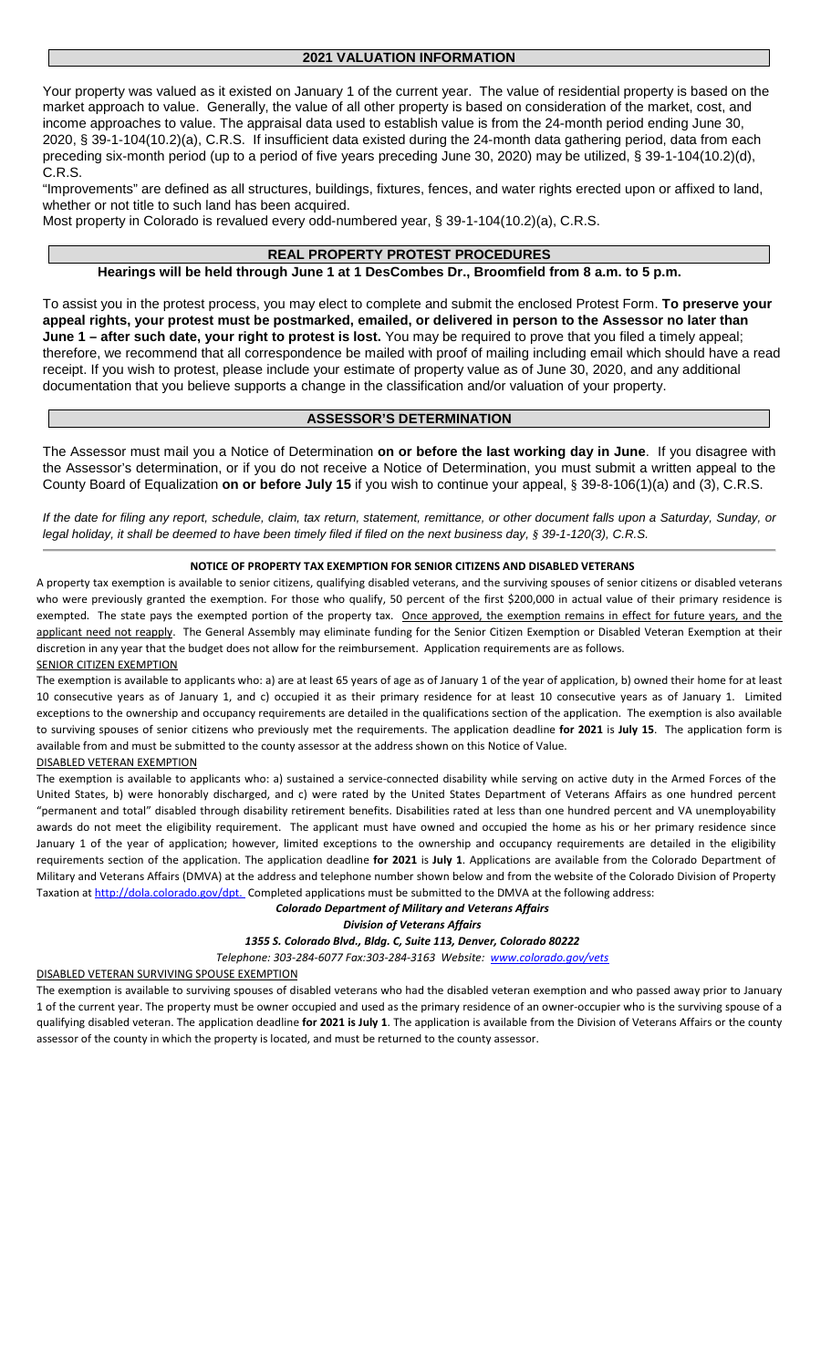## 2021 VALUATION INFORMATION

Your property was valued as it existed on January 1 of the current year. The value of residential property is based on the market approach to value. Generally, the value of all other property is based on consideration of the market, cost, and income approaches to value. The appraisal data used to establish value is from the 24-month period ending June 30, 2020, § 39-1-104(10.2)(a), C.R.S. If insufficient data existed during the 24-month data gathering period, data from each preceding six-month period (up to a period of five years preceding June 30, 2020) may be utilized, § 39-1-104(10.2)(d), C.R.S.

"Improvements" are defined as all structures, buildings, fixtures, fences, and water rights erected upon or affixed to land, whether or not title to such land has been acquired.

Most property in Colorado is revalued every odd-numbered year, § 39-1-104(10.2)(a), C.R.S.

## REAL PROPERTY PROTEST PROCEDURES

**Hearings will be held through June 1 at 1 DesCombes Dr., Broomfield from 8 a.m. to 5 p.m.**

To assist you in the protest process, you may elect to complete and submit the enclosed Protest Form. **To preserve your appeal rights, your protest must be postmarked, emailed, or delivered in person to the Assessor no later than June 1 – after such date, your right to protest is lost.** You may be required to prove that you filed a timely appeal; therefore, we recommend that all correspondence be mailed with proof of mailing including email which should have a read receipt. If you wish to protest, please include your estimate of property value as of June 30, 2020, and any additional documentation that you believe supports a change in the classification and/or valuation of your property.

## ASSESSOR'S DETERMINATION

The Assessor must mail you a Notice of Determination **on or before the last working day in June**. If you disagree with the Assessor's determination, or if you do not receive a Notice of Determination, you must submit a written appeal to the County Board of Equalization **on or before July 15** if you wish to continue your appeal, § 39-8-106(1)(a) and (3), C.R.S.

*If the date for filing any report, schedule, claim, tax return, statement, remittance, or other document falls upon a Saturday, Sunday, or legal holiday, it shall be deemed to have been timely filed if filed on the next business day, § 39-1-120(3), C.R.S.*

---

### NOTICE OF PROPERTY TAX EXEMPTION FOR SENIOR CITIZENS AND DISABLED VETERANS

A property tax exemption is available to senior citizens, qualifying disabled veterans, and the surviving spouses of senior citizens or disabled veterans who were previously granted the exemption. For those who qualify, 50 percent of the first $200,000 in actual value of their primary residence is exempted. The state pays the exempted portion of the property tax. Once approved, the exemption remains in effect for future years, and the applicant need not reapply. The General Assembly may eliminate funding for the Senior Citizen Exemption or Disabled Veteran Exemption at their discretion in any year that the budget does not allow for the reimbursement. Application requirements are as follows.

SENIOR CITIZEN EXEMPTION

The exemption is available to applicants who: a) are at least 65 years of age as of January 1 of the year of application, b) owned their home for at least 10 consecutive years as of January 1, and c) occupied it as their primary residence for at least 10 consecutive years as of January 1. Limited exceptions to the ownership and occupancy requirements are detailed in the qualifications section of the application. The exemption is also available to surviving spouses of senior citizens who previously met the requirements. The application deadline **for 2021** is **July 15**. The application form is available from and must be submitted to the county assessor at the address shown on this Notice of Value.

DISABLED VETERAN EXEMPTION

The exemption is available to applicants who: a) sustained a service-connected disability while serving on active duty in the Armed Forces of the United States, b) were honorably discharged, and c) were rated by the United States Department of Veterans Affairs as one hundred percent "permanent and total" disabled through disability retirement benefits. Disabilities rated at less than one hundred percent and VA unemployability awards do not meet the eligibility requirement. The applicant must have owned and occupied the home as his or her primary residence since January 1 of the year of application; however, limited exceptions to the ownership and occupancy requirements are detailed in the eligibility requirements section of the application. The application deadline **for 2021** is **July 1**. Applications are available from the Colorado Department of Military and Veterans Affairs (DMVA) at the address and telephone number shown below and from the website of the Colorado Division of Property Taxation at http://dola.colorado.gov/dpt. Completed applications must be submitted to the DMVA at the following address:

***Colorado Department of Military and Veterans Affairs***

***Division of Veterans Affairs***

***1355 S. Colorado Blvd., Bldg. C, Suite 113, Denver, Colorado 80222***

*Telephone: 303-284-6077 Fax:303-284-3163 Website: www.colorado.gov/vets*

DISABLED VETERAN SURVIVING SPOUSE EXEMPTION

The exemption is available to surviving spouses of disabled veterans who had the disabled veteran exemption and who passed away prior to January 1 of the current year. The property must be owner occupied and used as the primary residence of an owner-occupier who is the surviving spouse of a qualifying disabled veteran. The application deadline **for 2021 is July 1**. The application is available from the Division of Veterans Affairs or the county assessor of the county in which the property is located, and must be returned to the county assessor.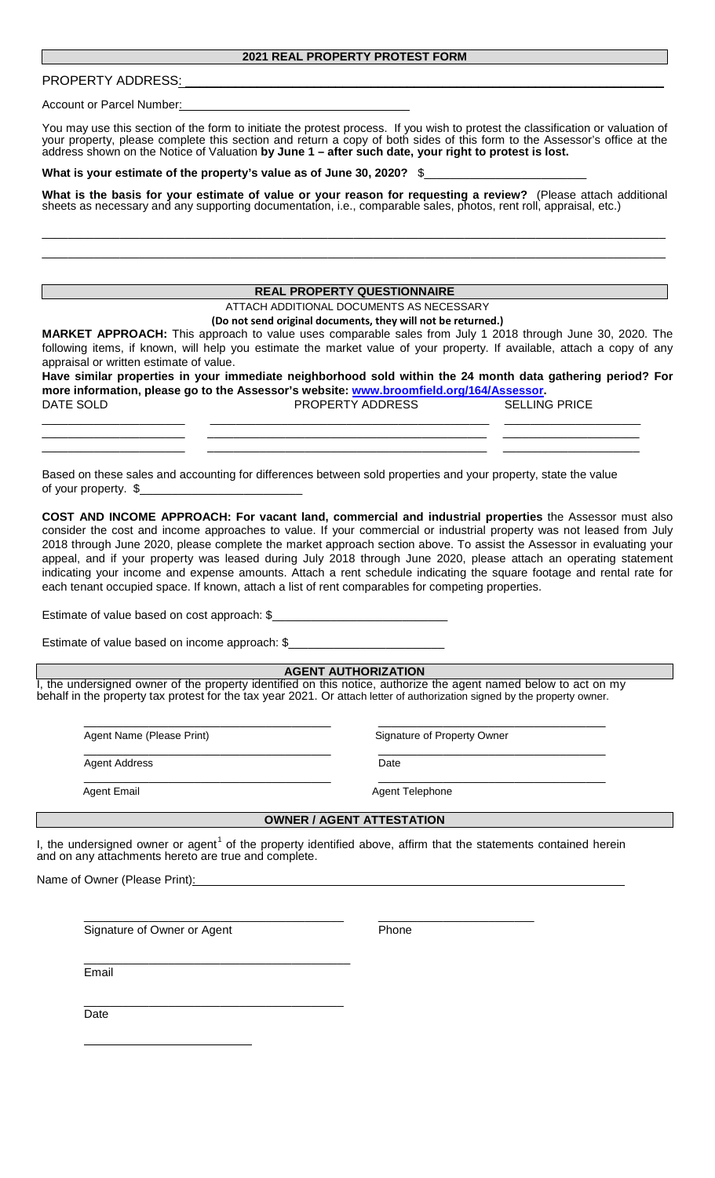## 2021 REAL PROPERTY PROTEST FORM

PROPERTY ADDRESS: ____________________________________________

Account or Parcel Number: ______________________________

You may use this section of the form to initiate the protest process. If you wish to protest the classification or valuation of your property, please complete this section and return a copy of both sides of this form to the Assessor's office at the address shown on the Notice of Valuation **by June 1 – after such date, your right to protest is lost.**

**What is your estimate of the property's value as of June 30, 2020?** $______________________

**What is the basis for your estimate of value or your reason for requesting a review?** (Please attach additional sheets as necessary and any supporting documentation, i.e., comparable sales, photos, rent roll, appraisal, etc.)

______________________________________________________________________________

______________________________________________________________________________

## REAL PROPERTY QUESTIONNAIRE

ATTACH ADDITIONAL DOCUMENTS AS NECESSARY

**(Do not send original documents, they will not be returned.)**

**MARKET APPROACH:** This approach to value uses comparable sales from July 1 2018 through June 30, 2020. The following items, if known, will help you estimate the market value of your property. If available, attach a copy of any appraisal or written estimate of value.

**Have similar properties in your immediate neighborhood sold within the 24 month data gathering period? For more information, please go to the Assessor's website: www.broomfield.org/164/Assessor.**

| DATE SOLD | PROPERTY ADDRESS | SELLING PRICE |
| --- | --- | --- |
| | | |
| | | |
| | | |

Based on these sales and accounting for differences between sold properties and your property, state the value of your property. $______________________

**COST AND INCOME APPROACH: For vacant land, commercial and industrial properties** the Assessor must also consider the cost and income approaches to value. If your commercial or industrial property was not leased from July 2018 through June 2020, please complete the market approach section above. To assist the Assessor in evaluating your appeal, and if your property was leased during July 2018 through June 2020, please attach an operating statement indicating your income and expense amounts. Attach a rent schedule indicating the square footage and rental rate for each tenant occupied space. If known, attach a list of rent comparables for competing properties.

Estimate of value based on cost approach: $______________________

Estimate of value based on income approach: $______________________

## AGENT AUTHORIZATION

I, the undersigned owner of the property identified on this notice, authorize the agent named below to act on my behalf in the property tax protest for the tax year 2021. Or attach letter of authorization signed by the property owner.

| | |
| --- | --- |
| Agent Name (Please Print) | Signature of Property Owner |
| Agent Address | Date |
| Agent Email | Agent Telephone |

## OWNER / AGENT ATTESTATION

I, the undersigned owner or agent[1] of the property identified above, affirm that the statements contained herein and on any attachments hereto are true and complete.

Name of Owner (Please Print): ____________________________________________

| | |
| --- | --- |
| Signature of Owner or Agent | Phone |

Email

Date